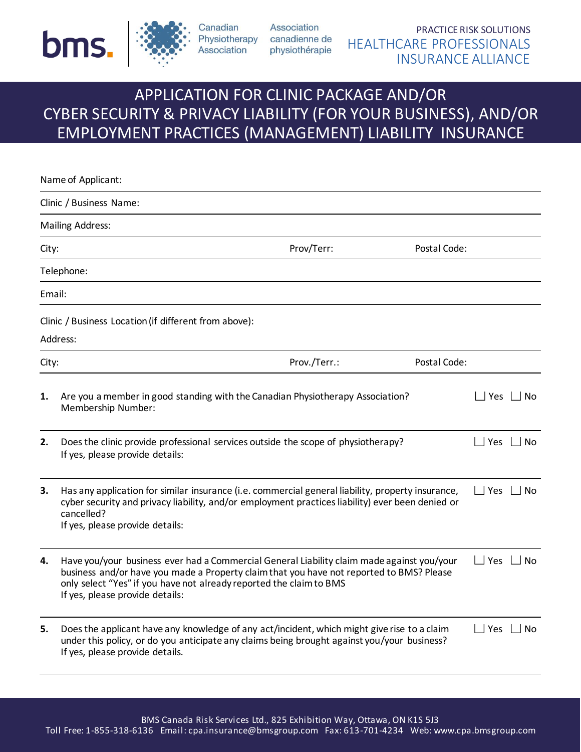bms. | Canadian Physiotherapy Association | Association canadienne de physiothérapie

PRACTICE RISK SOLUTIONS
HEALTHCARE PROFESSIONALS INSURANCE ALLIANCE

# APPLICATION FOR CLINIC PACKAGE AND/OR CYBER SECURITY & PRIVACY LIABILITY (FOR YOUR BUSINESS), AND/OR EMPLOYMENT PRACTICES (MANAGEMENT) LIABILITY INSURANCE

Name of Applicant:

Clinic / Business Name:

Mailing Address:

City: Prov/Terr: Postal Code:

Telephone:

Email:

Clinic / Business Location (if different from above):

Address:

City: Prov./Terr.: Postal Code:

**1.** Are you a member in good standing with the Canadian Physiotherapy Association? ☐ Yes ☐ No
Membership Number:

**2.** Does the clinic provide professional services outside the scope of physiotherapy? ☐ Yes ☐ No
If yes, please provide details:

**3.** Has any application for similar insurance (i.e. commercial general liability, property insurance, cyber security and privacy liability, and/or employment practices liability) ever been denied or cancelled? ☐ Yes ☐ No
If yes, please provide details:

**4.** Have you/your business ever had a Commercial General Liability claim made against you/your business and/or have you made a Property claim that you have not reported to BMS? Please only select "Yes" if you have not already reported the claim to BMS ☐ Yes ☐ No
If yes, please provide details:

**5.** Does the applicant have any knowledge of any act/incident, which might give rise to a claim under this policy, or do you anticipate any claims being brought against you/your business? ☐ Yes ☐ No
If yes, please provide details.

BMS Canada Risk Services Ltd., 825 Exhibition Way, Ottawa, ON K1S 5J3
Toll Free: 1-855-318-6136 Email: cpa.insurance@bmsgroup.com Fax: 613-701-4234 Web: www.cpa.bmsgroup.com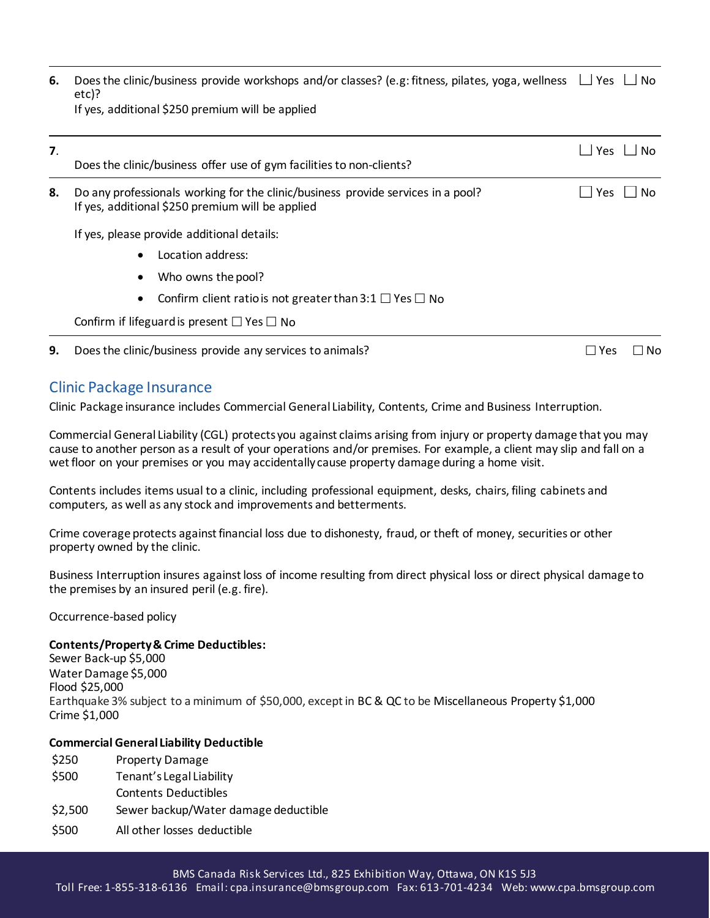**6.** Does the clinic/business provide workshops and/or classes? (e.g: fitness, pilates, yoga, wellness etc)? ☐ Yes ☐ No
If yes, additional $250 premium will be applied

---

**7.** Does the clinic/business offer use of gym facilities to non-clients? ☐ Yes ☐ No

---

**8.** Do any professionals working for the clinic/business provide services in a pool? ☐ Yes ☐ No
If yes, additional $250 premium will be applied

If yes, please provide additional details:

- Location address:
- Who owns the pool?
- Confirm client ratio is not greater than 3:1 ☐ Yes ☐ No

Confirm if lifeguard is present ☐ Yes ☐ No

---

**9.** Does the clinic/business provide any services to animals? ☐ Yes ☐ No

## Clinic Package Insurance

Clinic Package insurance includes Commercial General Liability, Contents, Crime and Business Interruption.

Commercial General Liability (CGL) protects you against claims arising from injury or property damage that you may cause to another person as a result of your operations and/or premises. For example, a client may slip and fall on a wet floor on your premises or you may accidentally cause property damage during a home visit.

Contents includes items usual to a clinic, including professional equipment, desks, chairs, filing cabinets and computers, as well as any stock and improvements and betterments.

Crime coverage protects against financial loss due to dishonesty, fraud, or theft of money, securities or other property owned by the clinic.

Business Interruption insures against loss of income resulting from direct physical loss or direct physical damage to the premises by an insured peril (e.g. fire).

Occurrence-based policy

**Contents/Property & Crime Deductibles:**
Sewer Back-up $5,000
Water Damage $5,000
Flood $25,000
Earthquake 3% subject to a minimum of $50,000, except in BC & QC to be Miscellaneous Property $1,000
Crime $1,000

**Commercial General Liability Deductible**

| | |
|---|---|
| $250 | Property Damage |
| $500 | Tenant's Legal Liability |
| | Contents Deductibles |
| $2,500 | Sewer backup/Water damage deductible |
| $500 | All other losses deductible |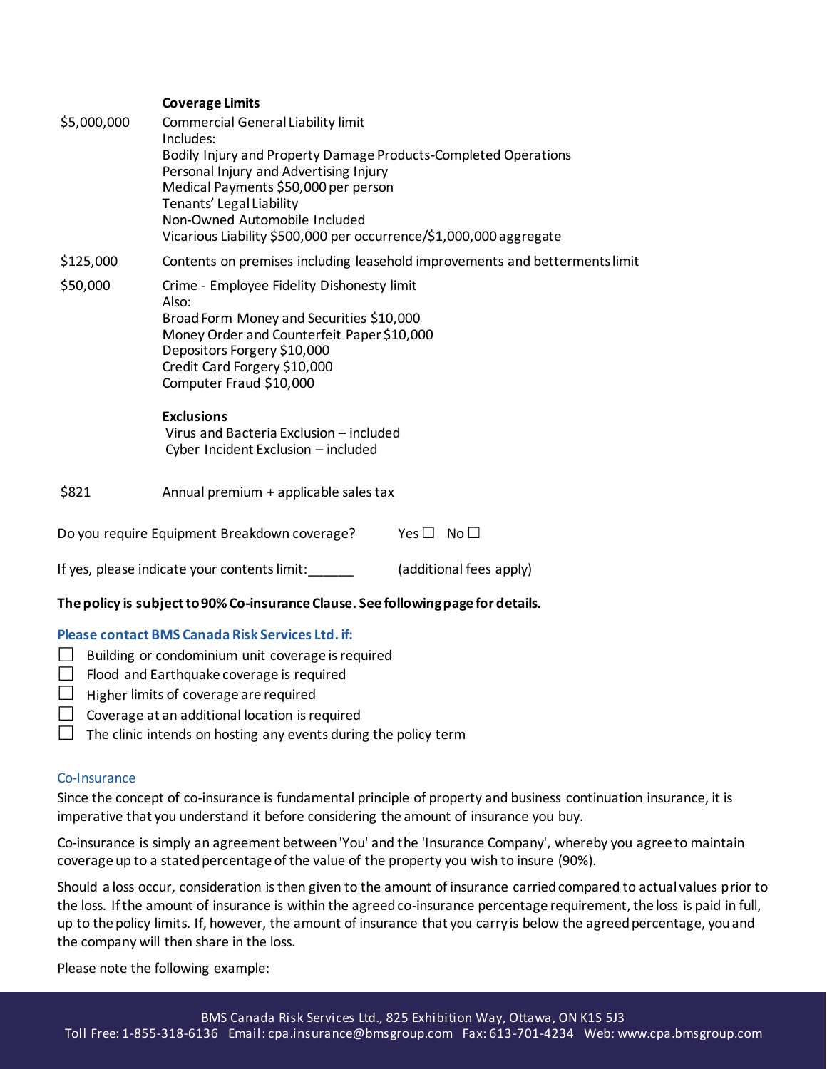| | **Coverage Limits** |
|---|---|
| $5,000,000 | Commercial General Liability limit<br>Includes:<br>Bodily Injury and Property Damage Products-Completed Operations<br>Personal Injury and Advertising Injury<br>Medical Payments $50,000 per person<br>Tenants' Legal Liability<br>Non-Owned Automobile Included<br>Vicarious Liability $500,000 per occurrence/$1,000,000 aggregate |
| $125,000 | Contents on premises including leasehold improvements and betterments limit |
| $50,000 | Crime - Employee Fidelity Dishonesty limit<br>Also:<br>Broad Form Money and Securities $10,000<br>Money Order and Counterfeit Paper $10,000<br>Depositors Forgery $10,000<br>Credit Card Forgery $10,000<br>Computer Fraud $10,000 |
| | **Exclusions**<br>Virus and Bacteria Exclusion – included<br>Cyber Incident Exclusion – included |
| $821 | Annual premium + applicable sales tax |

Do you require Equipment Breakdown coverage? Yes ☐ No ☐

If yes, please indicate your contents limit:______ (additional fees apply)

**The policy is subject to 90% Co-insurance Clause. See following page for details.**

**Please contact BMS Canada Risk Services Ltd. if:**

- ☐ Building or condominium unit coverage is required
- ☐ Flood and Earthquake coverage is required
- ☐ Higher limits of coverage are required
- ☐ Coverage at an additional location is required
- ☐ The clinic intends on hosting any events during the policy term

### Co-Insurance

Since the concept of co-insurance is fundamental principle of property and business continuation insurance, it is imperative that you understand it before considering the amount of insurance you buy.

Co-insurance is simply an agreement between 'You' and the 'Insurance Company', whereby you agree to maintain coverage up to a stated percentage of the value of the property you wish to insure (90%).

Should a loss occur, consideration is then given to the amount of insurance carried compared to actual values prior to the loss. If the amount of insurance is within the agreed co-insurance percentage requirement, the loss is paid in full, up to the policy limits. If, however, the amount of insurance that you carry is below the agreed percentage, you and the company will then share in the loss.

Please note the following example: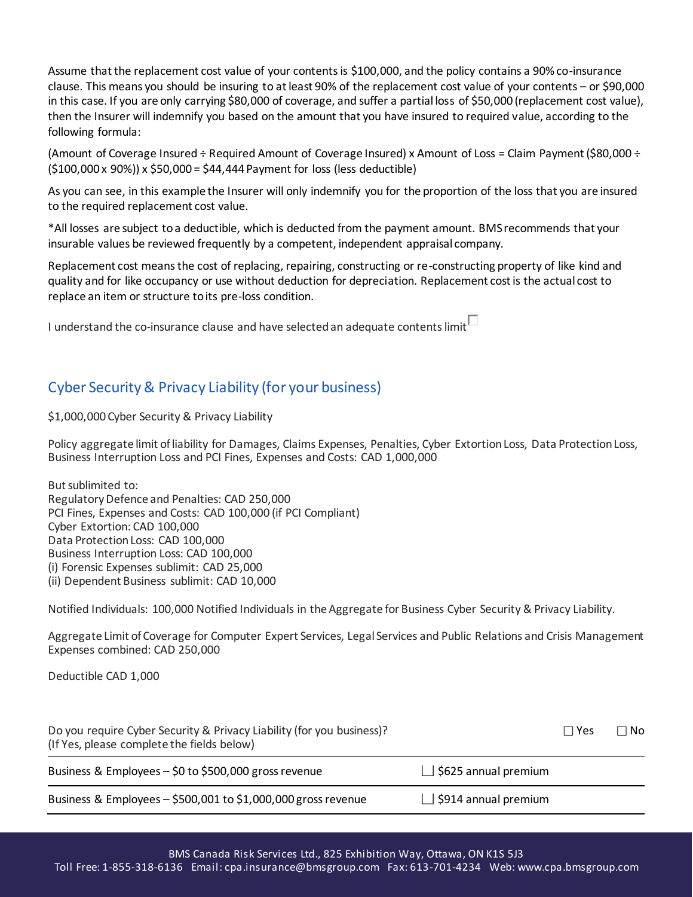Assume that the replacement cost value of your contents is $100,000, and the policy contains a 90% co-insurance clause. This means you should be insuring to at least 90% of the replacement cost value of your contents – or $90,000 in this case. If you are only carrying $80,000 of coverage, and suffer a partial loss of $50,000 (replacement cost value), then the Insurer will indemnify you based on the amount that you have insured to required value, according to the following formula:

(Amount of Coverage Insured ÷ Required Amount of Coverage Insured) x Amount of Loss = Claim Payment ($80,000 ÷ ($100,000 x 90%)) x $50,000 = $44,444 Payment for loss (less deductible)

As you can see, in this example the Insurer will only indemnify you for the proportion of the loss that you are insured to the required replacement cost value.

*All losses are subject to a deductible, which is deducted from the payment amount. BMS recommends that your insurable values be reviewed frequently by a competent, independent appraisal company.

Replacement cost means the cost of replacing, repairing, constructing or re-constructing property of like kind and quality and for like occupancy or use without deduction for depreciation. Replacement cost is the actual cost to replace an item or structure to its pre-loss condition.

I understand the co-insurance clause and have selected an adequate contents limit ☐

## Cyber Security & Privacy Liability (for your business)

$1,000,000 Cyber Security & Privacy Liability

Policy aggregate limit of liability for Damages, Claims Expenses, Penalties, Cyber Extortion Loss, Data Protection Loss, Business Interruption Loss and PCI Fines, Expenses and Costs: CAD 1,000,000

But sublimited to:
Regulatory Defence and Penalties: CAD 250,000
PCI Fines, Expenses and Costs: CAD 100,000 (if PCI Compliant)
Cyber Extortion: CAD 100,000
Data Protection Loss: CAD 100,000
Business Interruption Loss: CAD 100,000
(i) Forensic Expenses sublimit: CAD 25,000
(ii) Dependent Business sublimit: CAD 10,000

Notified Individuals: 100,000 Notified Individuals in the Aggregate for Business Cyber Security & Privacy Liability.

Aggregate Limit of Coverage for Computer Expert Services, Legal Services and Public Relations and Crisis Management Expenses combined: CAD 250,000

Deductible CAD 1,000

Do you require Cyber Security & Privacy Liability (for you business)? ☐ Yes ☐ No
(If Yes, please complete the fields below)

| | |
|---|---|
| Business & Employees – $0 to $500,000 gross revenue | ☐ $625 annual premium |
| Business & Employees – $500,001 to $1,000,000 gross revenue | ☐ $914 annual premium |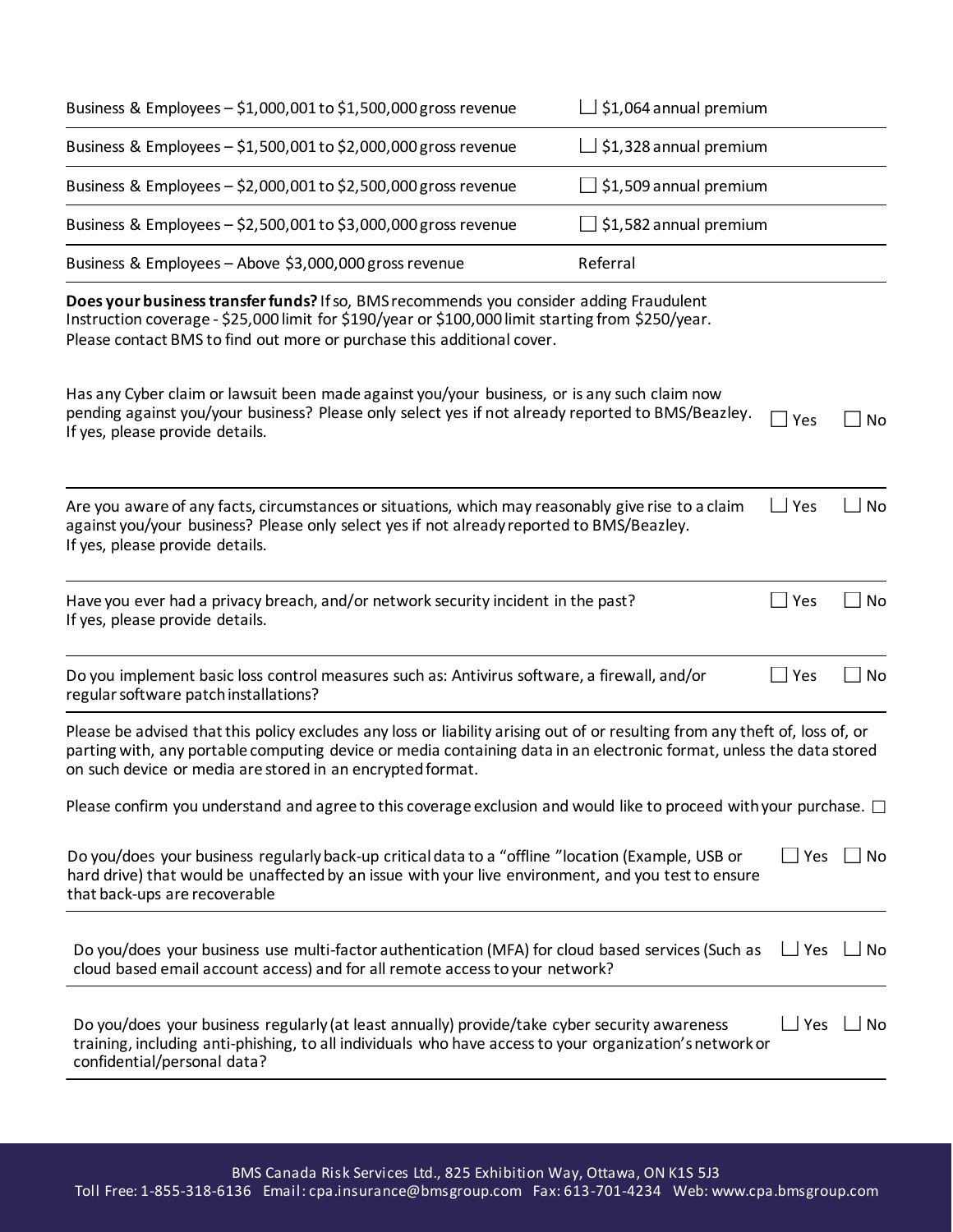| | |
|---|---|
| Business & Employees – $1,000,001 to $1,500,000 gross revenue | ☐ $1,064 annual premium |
| Business & Employees – $1,500,001 to $2,000,000 gross revenue | ☐ $1,328 annual premium |
| Business & Employees – $2,000,001 to $2,500,000 gross revenue | ☐ $1,509 annual premium |
| Business & Employees – $2,500,001 to $3,000,000 gross revenue | ☐ $1,582 annual premium |
| Business & Employees – Above $3,000,000 gross revenue | Referral |

**Does your business transfer funds?** If so, BMS recommends you consider adding Fraudulent Instruction coverage - $25,000 limit for $190/year or $100,000 limit starting from $250/year. Please contact BMS to find out more or purchase this additional cover.

Has any Cyber claim or lawsuit been made against you/your business, or is any such claim now pending against you/your business? Please only select yes if not already reported to BMS/Beazley. If yes, please provide details. ☐ Yes ☐ No

Are you aware of any facts, circumstances or situations, which may reasonably give rise to a claim against you/your business? Please only select yes if not already reported to BMS/Beazley. If yes, please provide details. ☐ Yes ☐ No

Have you ever had a privacy breach, and/or network security incident in the past? If yes, please provide details. ☐ Yes ☐ No

Do you implement basic loss control measures such as: Antivirus software, a firewall, and/or regular software patch installations? ☐ Yes ☐ No

Please be advised that this policy excludes any loss or liability arising out of or resulting from any theft of, loss of, or parting with, any portable computing device or media containing data in an electronic format, unless the data stored on such device or media are stored in an encrypted format.

Please confirm you understand and agree to this coverage exclusion and would like to proceed with your purchase. ☐

Do you/does your business regularly back-up critical data to a "offline "location (Example, USB or hard drive) that would be unaffected by an issue with your live environment, and you test to ensure that back-ups are recoverable ☐ Yes ☐ No

Do you/does your business use multi-factor authentication (MFA) for cloud based services (Such as cloud based email account access) and for all remote access to your network? ☐ Yes ☐ No

Do you/does your business regularly (at least annually) provide/take cyber security awareness training, including anti-phishing, to all individuals who have access to your organization's network or confidential/personal data? ☐ Yes ☐ No

BMS Canada Risk Services Ltd., 825 Exhibition Way, Ottawa, ON K1S 5J3
Toll Free: 1-855-318-6136 Email: cpa.insurance@bmsgroup.com Fax: 613-701-4234 Web: www.cpa.bmsgroup.com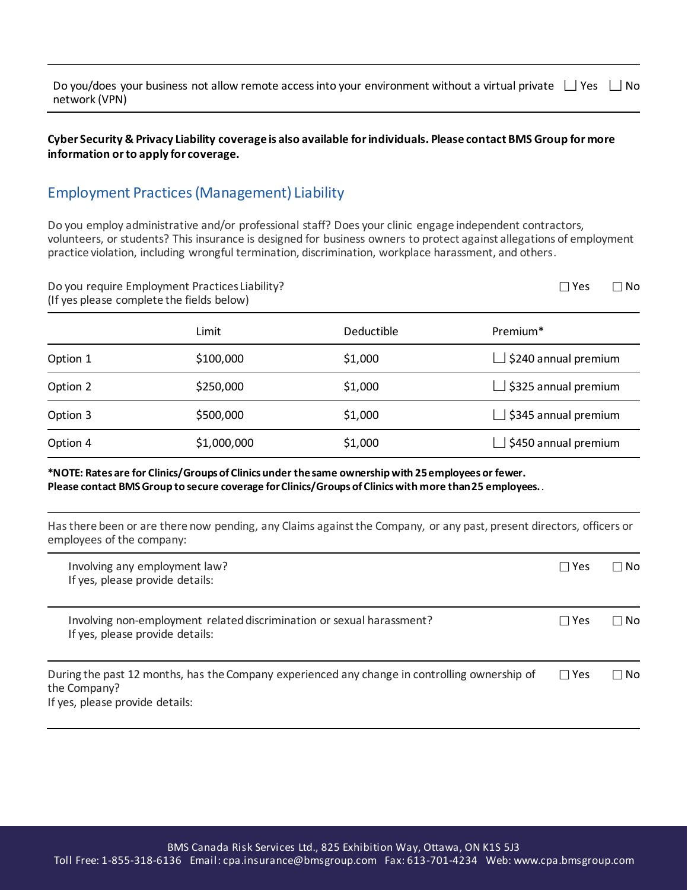| | | |
|---|---|---|
| Do you/does your business not allow remote access into your environment without a virtual private network (VPN) | ☐ Yes | ☐ No |

**Cyber Security & Privacy Liability coverage is also available for individuals. Please contact BMS Group for more information or to apply for coverage.**

## Employment Practices (Management) Liability

Do you employ administrative and/or professional staff? Does your clinic engage independent contractors, volunteers, or students? This insurance is designed for business owners to protect against allegations of employment practice violation, including wrongful termination, discrimination, workplace harassment, and others.

Do you require Employment Practices Liability? ☐ Yes ☐ No
(If yes please complete the fields below)

| | Limit | Deductible | Premium* |
|---|---|---|---|
| Option 1 | $100,000 | $1,000 | ☐ $240 annual premium |
| Option 2 | $250,000 | $1,000 | ☐ $325 annual premium |
| Option 3 | $500,000 | $1,000 | ☐ $345 annual premium |
| Option 4 | $1,000,000 | $1,000 | ☐ $450 annual premium |

**\*NOTE: Rates are for Clinics/Groups of Clinics under the same ownership with 25 employees or fewer.**
**Please contact BMS Group to secure coverage for Clinics/Groups of Clinics with more than 25 employees.**.

Has there been or are there now pending, any Claims against the Company, or any past, present directors, officers or employees of the company:

| | | |
|---|---|---|
| Involving any employment law?<br>If yes, please provide details: | ☐ Yes | ☐ No |
| Involving non-employment related discrimination or sexual harassment?<br>If yes, please provide details: | ☐ Yes | ☐ No |
| During the past 12 months, has the Company experienced any change in controlling ownership of the Company?<br>If yes, please provide details: | ☐ Yes | ☐ No |

BMS Canada Risk Services Ltd., 825 Exhibition Way, Ottawa, ON K1S 5J3
Toll Free: 1-855-318-6136 Email: cpa.insurance@bmsgroup.com Fax: 613-701-4234 Web: www.cpa.bmsgroup.com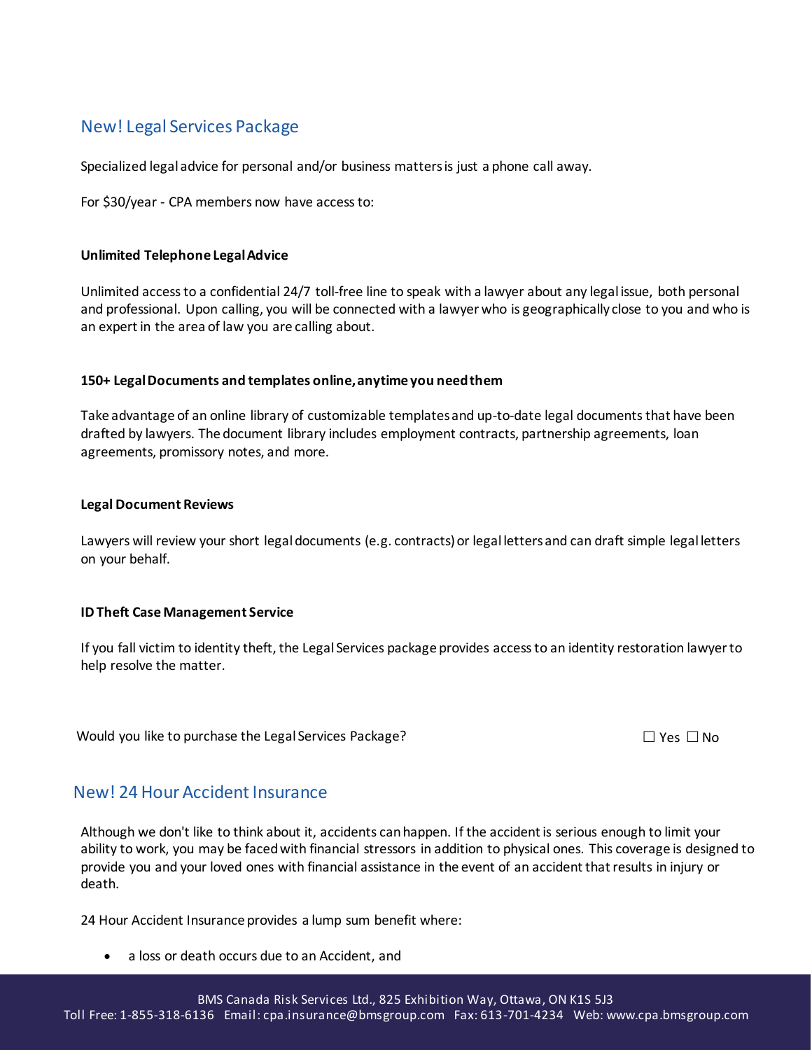## New! Legal Services Package

Specialized legal advice for personal and/or business matters is just a phone call away.

For $30/year - CPA members now have access to:

#### Unlimited Telephone Legal Advice

Unlimited access to a confidential 24/7 toll-free line to speak with a lawyer about any legal issue, both personal and professional. Upon calling, you will be connected with a lawyer who is geographically close to you and who is an expert in the area of law you are calling about.

#### 150+ Legal Documents and templates online, anytime you need them

Take advantage of an online library of customizable templates and up-to-date legal documents that have been drafted by lawyers. The document library includes employment contracts, partnership agreements, loan agreements, promissory notes, and more.

#### Legal Document Reviews

Lawyers will review your short legal documents (e.g. contracts) or legal letters and can draft simple legal letters on your behalf.

#### ID Theft Case Management Service

If you fall victim to identity theft, the Legal Services package provides access to an identity restoration lawyer to help resolve the matter.

Would you like to purchase the Legal Services Package? ☐ Yes ☐ No

## New! 24 Hour Accident Insurance

Although we don't like to think about it, accidents can happen. If the accident is serious enough to limit your ability to work, you may be faced with financial stressors in addition to physical ones. This coverage is designed to provide you and your loved ones with financial assistance in the event of an accident that results in injury or death.

24 Hour Accident Insurance provides a lump sum benefit where:

- a loss or death occurs due to an Accident, and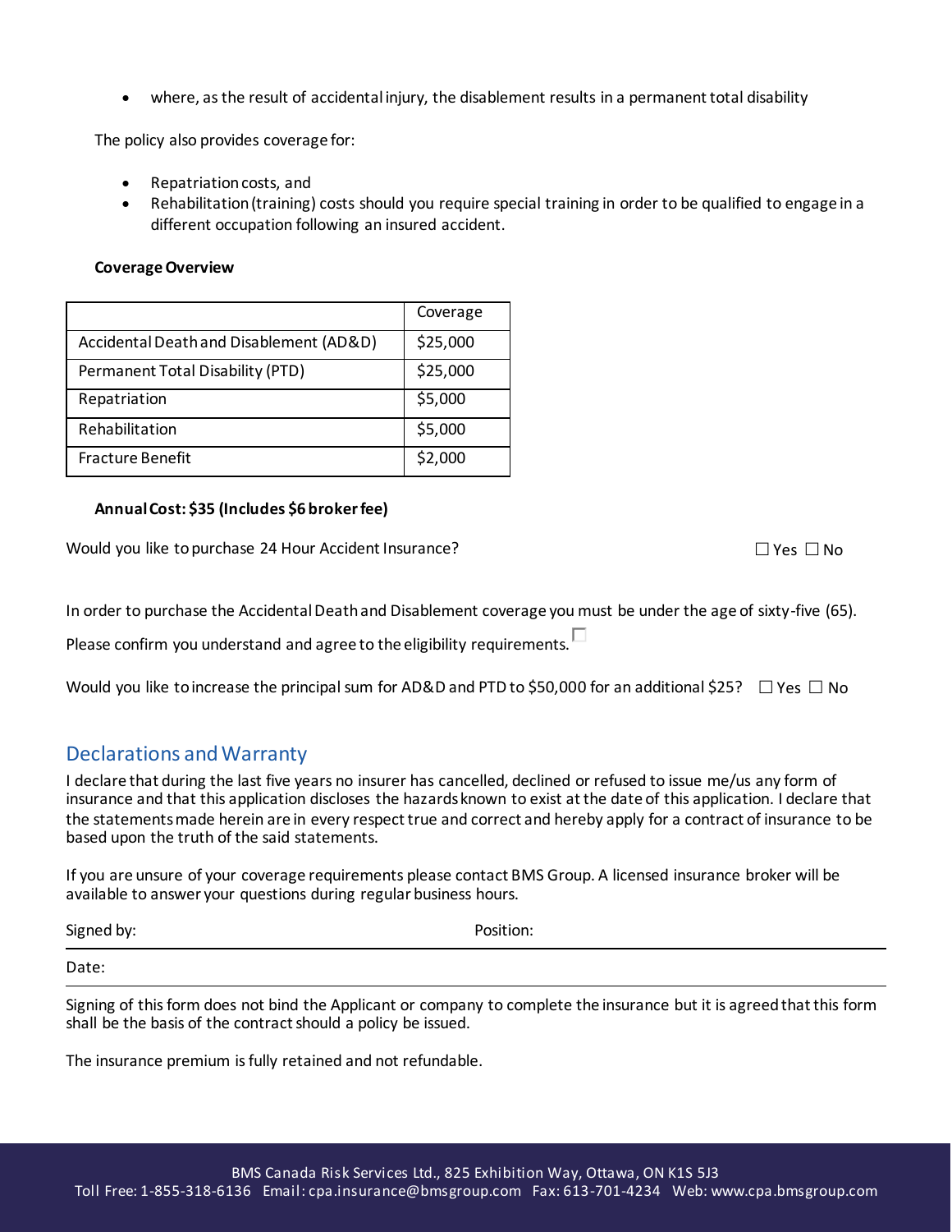- where, as the result of accidental injury, the disablement results in a permanent total disability

The policy also provides coverage for:

- Repatriation costs, and
- Rehabilitation (training) costs should you require special training in order to be qualified to engage in a different occupation following an insured accident.

**Coverage Overview**

| | Coverage |
|---|---|
| Accidental Death and Disablement (AD&D) | $25,000 |
| Permanent Total Disability (PTD) | $25,000 |
| Repatriation | $5,000 |
| Rehabilitation | $5,000 |
| Fracture Benefit | $2,000 |

**Annual Cost: $35 (Includes $6 broker fee)**

Would you like to purchase 24 Hour Accident Insurance? ☐ Yes ☐ No

In order to purchase the Accidental Death and Disablement coverage you must be under the age of sixty-five (65).

Please confirm you understand and agree to the eligibility requirements. ☐

Would you like to increase the principal sum for AD&D and PTD to $50,000 for an additional $25? ☐ Yes ☐ No

## Declarations and Warranty

I declare that during the last five years no insurer has cancelled, declined or refused to issue me/us any form of insurance and that this application discloses the hazards known to exist at the date of this application. I declare that the statements made herein are in every respect true and correct and hereby apply for a contract of insurance to be based upon the truth of the said statements.

If you are unsure of your coverage requirements please contact BMS Group. A licensed insurance broker will be available to answer your questions during regular business hours.

Signed by: Position:

Date:

Signing of this form does not bind the Applicant or company to complete the insurance but it is agreed that this form shall be the basis of the contract should a policy be issued.

The insurance premium is fully retained and not refundable.

BMS Canada Risk Services Ltd., 825 Exhibition Way, Ottawa, ON K1S 5J3
Toll Free: 1-855-318-6136 Email: cpa.insurance@bmsgroup.com Fax: 613-701-4234 Web: www.cpa.bmsgroup.com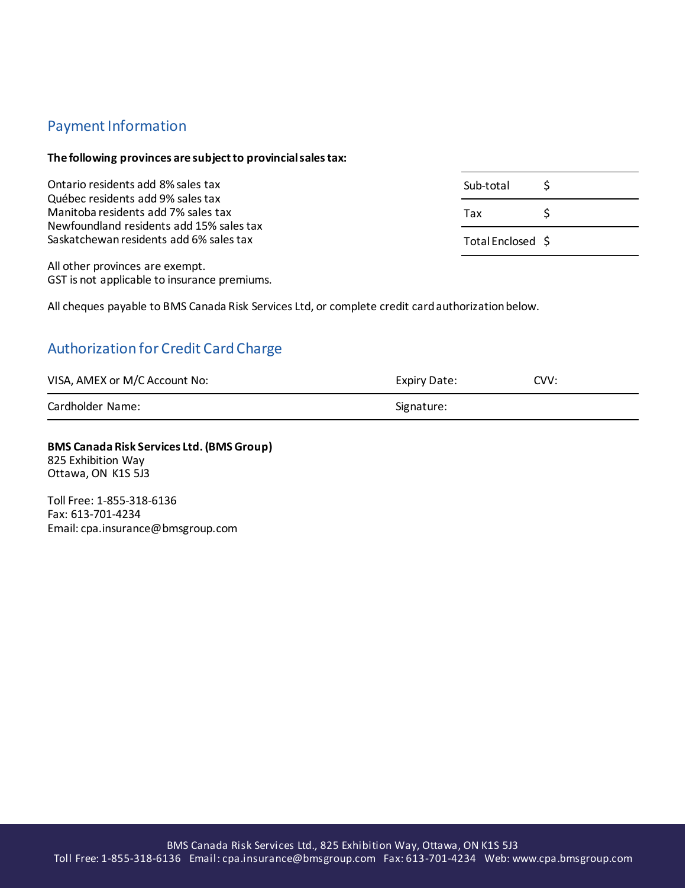## Payment Information

**The following provinces are subject to provincial sales tax:**

Ontario residents add 8% sales tax
Québec residents add 9% sales tax
Manitoba residents add 7% sales tax
Newfoundland residents add 15% sales tax
Saskatchewan residents add 6% sales tax

| | |
|---|---|
| Sub-total | $ |
| Tax | $ |
| Total Enclosed | $ |

All other provinces are exempt.
GST is not applicable to insurance premiums.

All cheques payable to BMS Canada Risk Services Ltd, or complete credit card authorization below.

## Authorization for Credit Card Charge

| | | |
|---|---|---|
| VISA, AMEX or M/C Account No: | Expiry Date: | CVV: |
| Cardholder Name: | Signature: | |

**BMS Canada Risk Services Ltd. (BMS Group)**
825 Exhibition Way
Ottawa, ON K1S 5J3

Toll Free: 1-855-318-6136
Fax: 613-701-4234
Email: cpa.insurance@bmsgroup.com